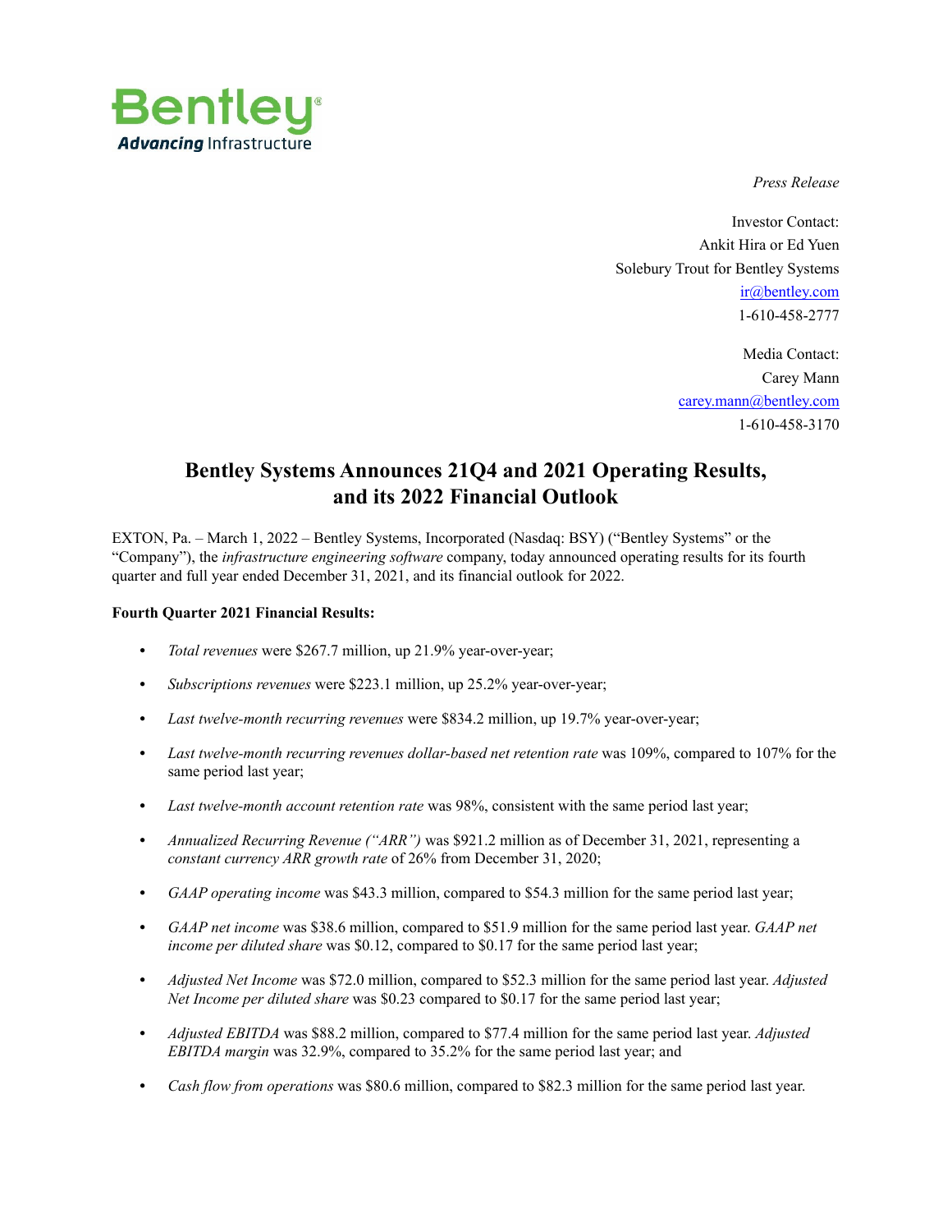*Press Release*

Investor Contact:
Ankit Hira or Ed Yuen
Solebury Trout for Bentley Systems
ir@bentley.com
1-610-458-2777

Media Contact:
Carey Mann
carey.mann@bentley.com
1-610-458-3170

# Bentley Systems Announces 21Q4 and 2021 Operating Results, and its 2022 Financial Outlook

EXTON, Pa. – March 1, 2022 – Bentley Systems, Incorporated (Nasdaq: BSY) ("Bentley Systems" or the "Company"), the *infrastructure engineering software* company, today announced operating results for its fourth quarter and full year ended December 31, 2021, and its financial outlook for 2022.

**Fourth Quarter 2021 Financial Results:**

- *Total revenues* were $267.7 million, up 21.9% year-over-year;
- *Subscriptions revenues* were $223.1 million, up 25.2% year-over-year;
- *Last twelve-month recurring revenues* were $834.2 million, up 19.7% year-over-year;
- *Last twelve-month recurring revenues dollar-based net retention rate* was 109%, compared to 107% for the same period last year;
- *Last twelve-month account retention rate* was 98%, consistent with the same period last year;
- *Annualized Recurring Revenue ("ARR")* was $921.2 million as of December 31, 2021, representing a *constant currency ARR growth rate* of 26% from December 31, 2020;
- *GAAP operating income* was $43.3 million, compared to $54.3 million for the same period last year;
- *GAAP net income* was $38.6 million, compared to $51.9 million for the same period last year. *GAAP net income per diluted share* was $0.12, compared to $0.17 for the same period last year;
- *Adjusted Net Income* was $72.0 million, compared to $52.3 million for the same period last year. *Adjusted Net Income per diluted share* was $0.23 compared to $0.17 for the same period last year;
- *Adjusted EBITDA* was $88.2 million, compared to $77.4 million for the same period last year. *Adjusted EBITDA margin* was 32.9%, compared to 35.2% for the same period last year; and
- *Cash flow from operations* was $80.6 million, compared to $82.3 million for the same period last year.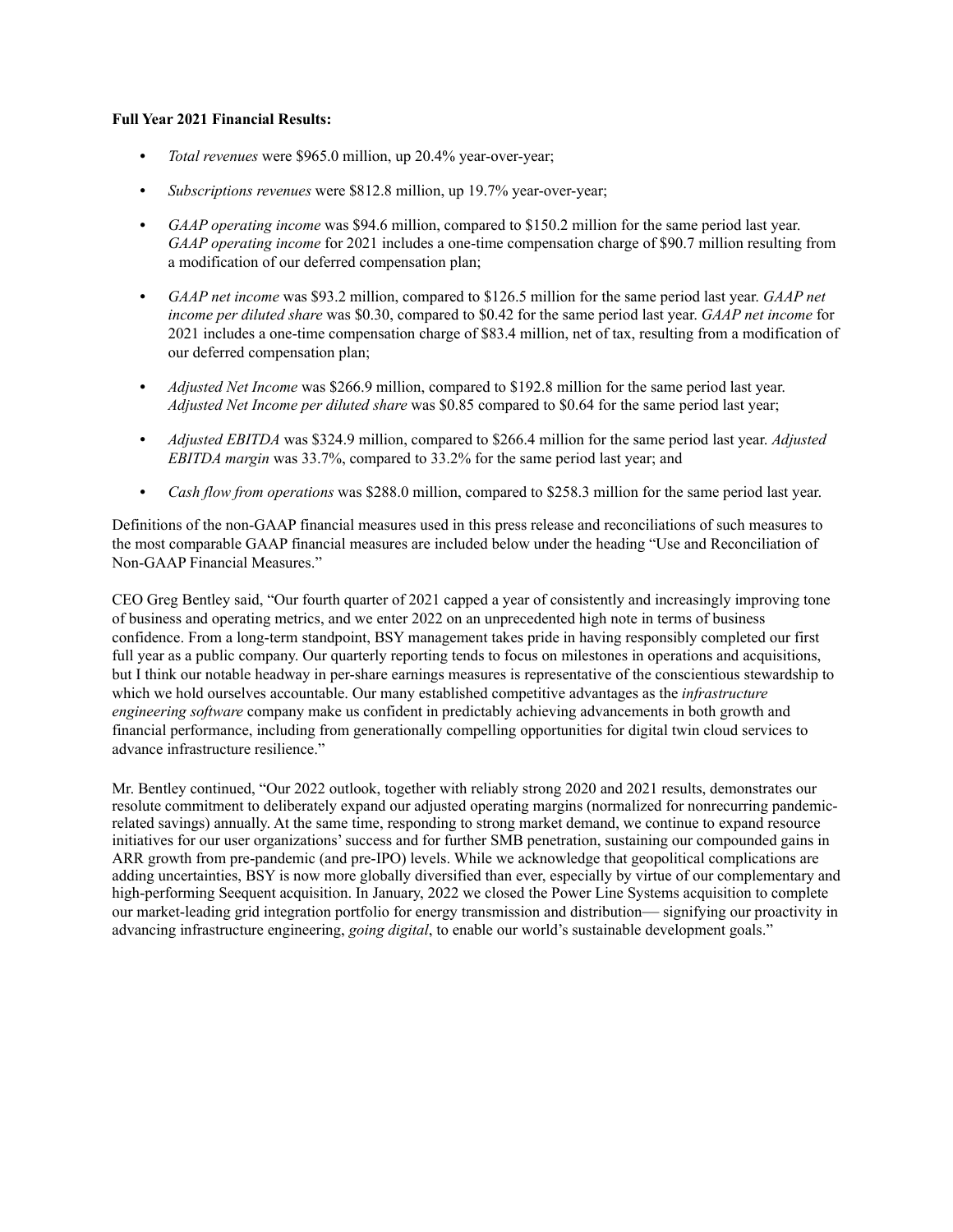**Full Year 2021 Financial Results:**

- *Total revenues* were $965.0 million, up 20.4% year-over-year;
- *Subscriptions revenues* were $812.8 million, up 19.7% year-over-year;
- *GAAP operating income* was $94.6 million, compared to $150.2 million for the same period last year. *GAAP operating income* for 2021 includes a one-time compensation charge of $90.7 million resulting from a modification of our deferred compensation plan;
- *GAAP net income* was $93.2 million, compared to $126.5 million for the same period last year. *GAAP net income per diluted share* was $0.30, compared to $0.42 for the same period last year. *GAAP net income* for 2021 includes a one-time compensation charge of $83.4 million, net of tax, resulting from a modification of our deferred compensation plan;
- *Adjusted Net Income* was $266.9 million, compared to $192.8 million for the same period last year. *Adjusted Net Income per diluted share* was $0.85 compared to $0.64 for the same period last year;
- *Adjusted EBITDA* was $324.9 million, compared to $266.4 million for the same period last year. *Adjusted EBITDA margin* was 33.7%, compared to 33.2% for the same period last year; and
- *Cash flow from operations* was $288.0 million, compared to $258.3 million for the same period last year.

Definitions of the non-GAAP financial measures used in this press release and reconciliations of such measures to the most comparable GAAP financial measures are included below under the heading "Use and Reconciliation of Non-GAAP Financial Measures."

CEO Greg Bentley said, "Our fourth quarter of 2021 capped a year of consistently and increasingly improving tone of business and operating metrics, and we enter 2022 on an unprecedented high note in terms of business confidence. From a long-term standpoint, BSY management takes pride in having responsibly completed our first full year as a public company. Our quarterly reporting tends to focus on milestones in operations and acquisitions, but I think our notable headway in per-share earnings measures is representative of the conscientious stewardship to which we hold ourselves accountable. Our many established competitive advantages as the *infrastructure engineering software* company make us confident in predictably achieving advancements in both growth and financial performance, including from generationally compelling opportunities for digital twin cloud services to advance infrastructure resilience."

Mr. Bentley continued, "Our 2022 outlook, together with reliably strong 2020 and 2021 results, demonstrates our resolute commitment to deliberately expand our adjusted operating margins (normalized for nonrecurring pandemic-related savings) annually. At the same time, responding to strong market demand, we continue to expand resource initiatives for our user organizations' success and for further SMB penetration, sustaining our compounded gains in ARR growth from pre-pandemic (and pre-IPO) levels. While we acknowledge that geopolitical complications are adding uncertainties, BSY is now more globally diversified than ever, especially by virtue of our complementary and high-performing Seequent acquisition. In January, 2022 we closed the Power Line Systems acquisition to complete our market-leading grid integration portfolio for energy transmission and distribution— signifying our proactivity in advancing infrastructure engineering, *going digital*, to enable our world's sustainable development goals."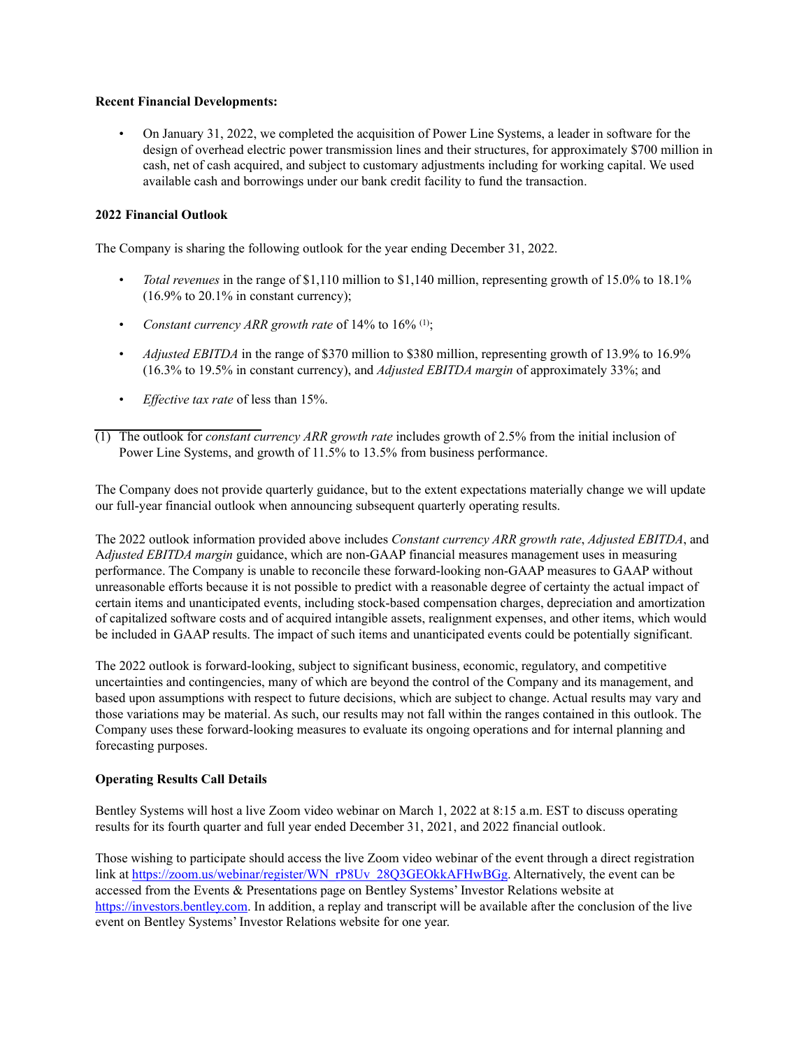**Recent Financial Developments:**

- On January 31, 2022, we completed the acquisition of Power Line Systems, a leader in software for the design of overhead electric power transmission lines and their structures, for approximately $700 million in cash, net of cash acquired, and subject to customary adjustments including for working capital. We used available cash and borrowings under our bank credit facility to fund the transaction.

**2022 Financial Outlook**

The Company is sharing the following outlook for the year ending December 31, 2022.

- *Total revenues* in the range of $1,110 million to $1,140 million, representing growth of 15.0% to 18.1% (16.9% to 20.1% in constant currency);
- *Constant currency ARR growth rate* of 14% to 16% (1);
- *Adjusted EBITDA* in the range of $370 million to $380 million, representing growth of 13.9% to 16.9% (16.3% to 19.5% in constant currency), and *Adjusted EBITDA margin* of approximately 33%; and
- *Effective tax rate* of less than 15%.

(1) The outlook for *constant currency ARR growth rate* includes growth of 2.5% from the initial inclusion of Power Line Systems, and growth of 11.5% to 13.5% from business performance.

The Company does not provide quarterly guidance, but to the extent expectations materially change we will update our full-year financial outlook when announcing subsequent quarterly operating results.

The 2022 outlook information provided above includes *Constant currency ARR growth rate*, *Adjusted EBITDA*, and A*djusted EBITDA margin* guidance, which are non-GAAP financial measures management uses in measuring performance. The Company is unable to reconcile these forward-looking non-GAAP measures to GAAP without unreasonable efforts because it is not possible to predict with a reasonable degree of certainty the actual impact of certain items and unanticipated events, including stock-based compensation charges, depreciation and amortization of capitalized software costs and of acquired intangible assets, realignment expenses, and other items, which would be included in GAAP results. The impact of such items and unanticipated events could be potentially significant.

The 2022 outlook is forward-looking, subject to significant business, economic, regulatory, and competitive uncertainties and contingencies, many of which are beyond the control of the Company and its management, and based upon assumptions with respect to future decisions, which are subject to change. Actual results may vary and those variations may be material. As such, our results may not fall within the ranges contained in this outlook. The Company uses these forward-looking measures to evaluate its ongoing operations and for internal planning and forecasting purposes.

**Operating Results Call Details**

Bentley Systems will host a live Zoom video webinar on March 1, 2022 at 8:15 a.m. EST to discuss operating results for its fourth quarter and full year ended December 31, 2021, and 2022 financial outlook.

Those wishing to participate should access the live Zoom video webinar of the event through a direct registration link at https://zoom.us/webinar/register/WN_rP8Uv_28Q3GEOkkAFHwBGg. Alternatively, the event can be accessed from the Events & Presentations page on Bentley Systems' Investor Relations website at https://investors.bentley.com. In addition, a replay and transcript will be available after the conclusion of the live event on Bentley Systems' Investor Relations website for one year.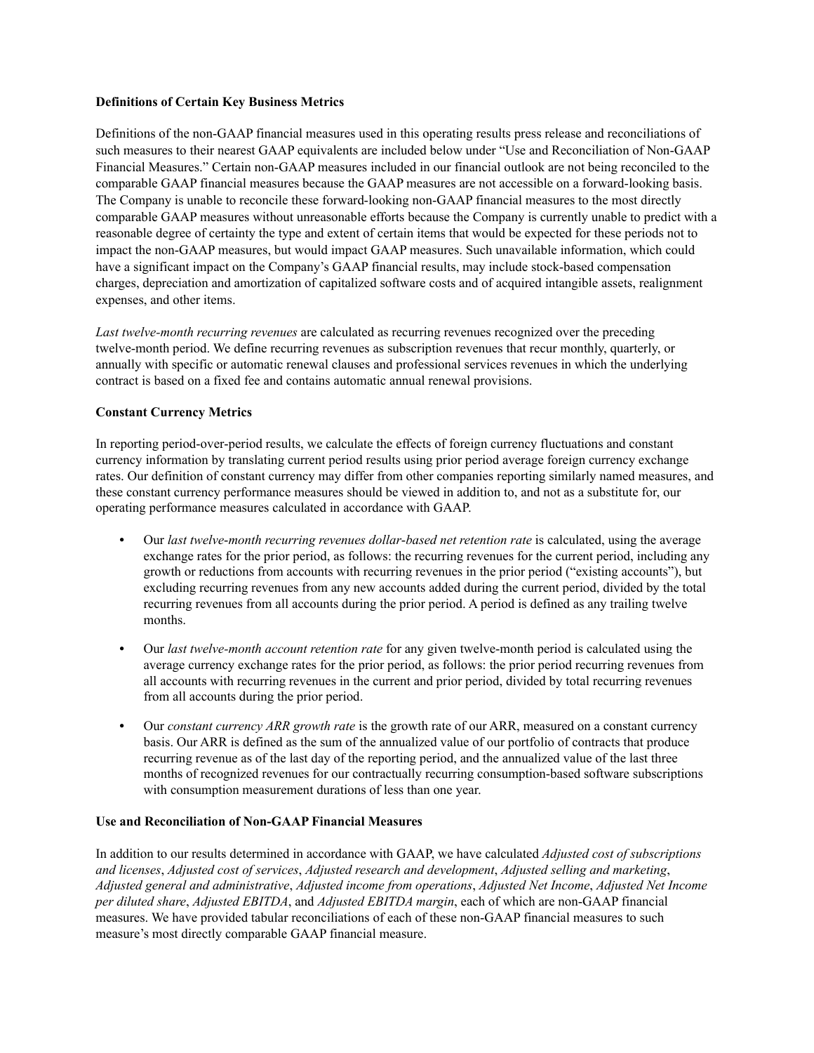**Definitions of Certain Key Business Metrics**

Definitions of the non-GAAP financial measures used in this operating results press release and reconciliations of such measures to their nearest GAAP equivalents are included below under "Use and Reconciliation of Non-GAAP Financial Measures." Certain non-GAAP measures included in our financial outlook are not being reconciled to the comparable GAAP financial measures because the GAAP measures are not accessible on a forward-looking basis. The Company is unable to reconcile these forward-looking non-GAAP financial measures to the most directly comparable GAAP measures without unreasonable efforts because the Company is currently unable to predict with a reasonable degree of certainty the type and extent of certain items that would be expected for these periods not to impact the non-GAAP measures, but would impact GAAP measures. Such unavailable information, which could have a significant impact on the Company's GAAP financial results, may include stock-based compensation charges, depreciation and amortization of capitalized software costs and of acquired intangible assets, realignment expenses, and other items.

*Last twelve-month recurring revenues* are calculated as recurring revenues recognized over the preceding twelve-month period. We define recurring revenues as subscription revenues that recur monthly, quarterly, or annually with specific or automatic renewal clauses and professional services revenues in which the underlying contract is based on a fixed fee and contains automatic annual renewal provisions.

**Constant Currency Metrics**

In reporting period-over-period results, we calculate the effects of foreign currency fluctuations and constant currency information by translating current period results using prior period average foreign currency exchange rates. Our definition of constant currency may differ from other companies reporting similarly named measures, and these constant currency performance measures should be viewed in addition to, and not as a substitute for, our operating performance measures calculated in accordance with GAAP.

- Our *last twelve-month recurring revenues dollar-based net retention rate* is calculated, using the average exchange rates for the prior period, as follows: the recurring revenues for the current period, including any growth or reductions from accounts with recurring revenues in the prior period ("existing accounts"), but excluding recurring revenues from any new accounts added during the current period, divided by the total recurring revenues from all accounts during the prior period. A period is defined as any trailing twelve months.
- Our *last twelve-month account retention rate* for any given twelve-month period is calculated using the average currency exchange rates for the prior period, as follows: the prior period recurring revenues from all accounts with recurring revenues in the current and prior period, divided by total recurring revenues from all accounts during the prior period.
- Our *constant currency ARR growth rate* is the growth rate of our ARR, measured on a constant currency basis. Our ARR is defined as the sum of the annualized value of our portfolio of contracts that produce recurring revenue as of the last day of the reporting period, and the annualized value of the last three months of recognized revenues for our contractually recurring consumption-based software subscriptions with consumption measurement durations of less than one year.

**Use and Reconciliation of Non-GAAP Financial Measures**

In addition to our results determined in accordance with GAAP, we have calculated *Adjusted cost of subscriptions and licenses*, *Adjusted cost of services*, *Adjusted research and development*, *Adjusted selling and marketing*, *Adjusted general and administrative*, *Adjusted income from operations*, *Adjusted Net Income*, *Adjusted Net Income per diluted share*, *Adjusted EBITDA*, and *Adjusted EBITDA margin*, each of which are non-GAAP financial measures. We have provided tabular reconciliations of each of these non-GAAP financial measures to such measure's most directly comparable GAAP financial measure.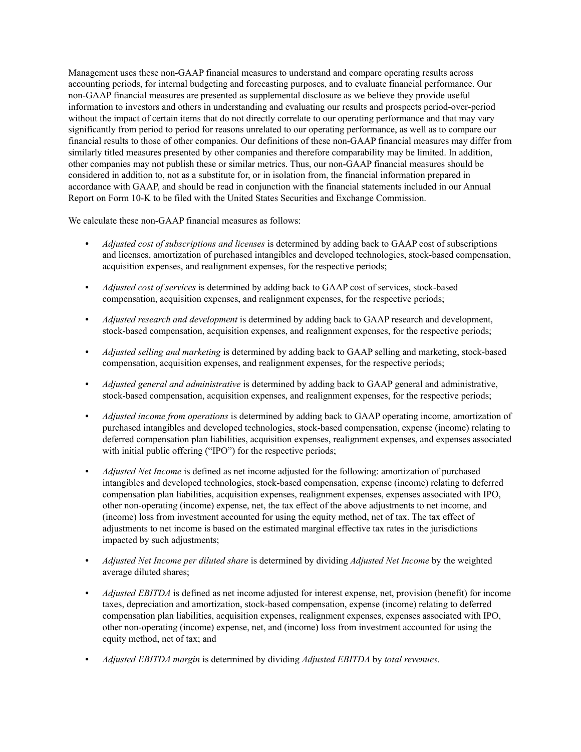Management uses these non-GAAP financial measures to understand and compare operating results across accounting periods, for internal budgeting and forecasting purposes, and to evaluate financial performance. Our non-GAAP financial measures are presented as supplemental disclosure as we believe they provide useful information to investors and others in understanding and evaluating our results and prospects period-over-period without the impact of certain items that do not directly correlate to our operating performance and that may vary significantly from period to period for reasons unrelated to our operating performance, as well as to compare our financial results to those of other companies. Our definitions of these non-GAAP financial measures may differ from similarly titled measures presented by other companies and therefore comparability may be limited. In addition, other companies may not publish these or similar metrics. Thus, our non-GAAP financial measures should be considered in addition to, not as a substitute for, or in isolation from, the financial information prepared in accordance with GAAP, and should be read in conjunction with the financial statements included in our Annual Report on Form 10-K to be filed with the United States Securities and Exchange Commission.

We calculate these non-GAAP financial measures as follows:

- *Adjusted cost of subscriptions and licenses* is determined by adding back to GAAP cost of subscriptions and licenses, amortization of purchased intangibles and developed technologies, stock-based compensation, acquisition expenses, and realignment expenses, for the respective periods;
- *Adjusted cost of services* is determined by adding back to GAAP cost of services, stock-based compensation, acquisition expenses, and realignment expenses, for the respective periods;
- *Adjusted research and development* is determined by adding back to GAAP research and development, stock-based compensation, acquisition expenses, and realignment expenses, for the respective periods;
- *Adjusted selling and marketing* is determined by adding back to GAAP selling and marketing, stock-based compensation, acquisition expenses, and realignment expenses, for the respective periods;
- *Adjusted general and administrative* is determined by adding back to GAAP general and administrative, stock-based compensation, acquisition expenses, and realignment expenses, for the respective periods;
- *Adjusted income from operations* is determined by adding back to GAAP operating income, amortization of purchased intangibles and developed technologies, stock-based compensation, expense (income) relating to deferred compensation plan liabilities, acquisition expenses, realignment expenses, and expenses associated with initial public offering ("IPO") for the respective periods;
- *Adjusted Net Income* is defined as net income adjusted for the following: amortization of purchased intangibles and developed technologies, stock-based compensation, expense (income) relating to deferred compensation plan liabilities, acquisition expenses, realignment expenses, expenses associated with IPO, other non-operating (income) expense, net, the tax effect of the above adjustments to net income, and (income) loss from investment accounted for using the equity method, net of tax. The tax effect of adjustments to net income is based on the estimated marginal effective tax rates in the jurisdictions impacted by such adjustments;
- *Adjusted Net Income per diluted share* is determined by dividing *Adjusted Net Income* by the weighted average diluted shares;
- *Adjusted EBITDA* is defined as net income adjusted for interest expense, net, provision (benefit) for income taxes, depreciation and amortization, stock-based compensation, expense (income) relating to deferred compensation plan liabilities, acquisition expenses, realignment expenses, expenses associated with IPO, other non-operating (income) expense, net, and (income) loss from investment accounted for using the equity method, net of tax; and
- *Adjusted EBITDA margin* is determined by dividing *Adjusted EBITDA* by *total revenues*.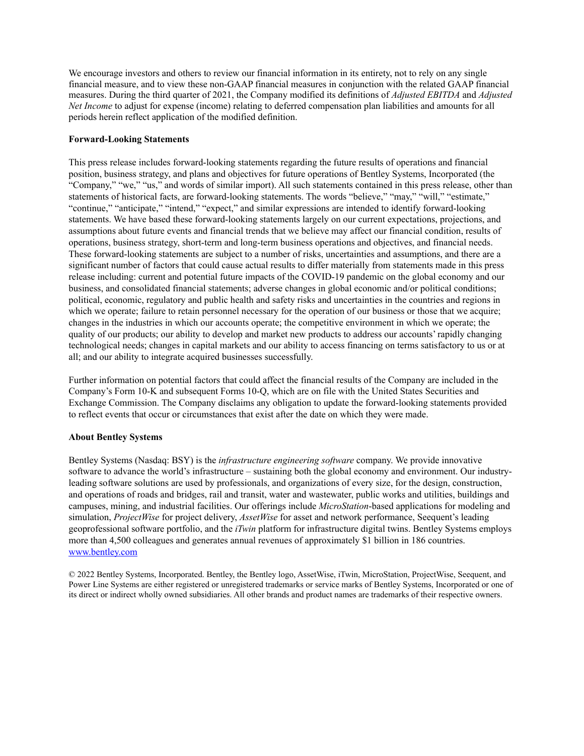We encourage investors and others to review our financial information in its entirety, not to rely on any single financial measure, and to view these non-GAAP financial measures in conjunction with the related GAAP financial measures. During the third quarter of 2021, the Company modified its definitions of *Adjusted EBITDA* and *Adjusted Net Income* to adjust for expense (income) relating to deferred compensation plan liabilities and amounts for all periods herein reflect application of the modified definition.

**Forward-Looking Statements**

This press release includes forward-looking statements regarding the future results of operations and financial position, business strategy, and plans and objectives for future operations of Bentley Systems, Incorporated (the "Company," "we," "us," and words of similar import). All such statements contained in this press release, other than statements of historical facts, are forward-looking statements. The words "believe," "may," "will," "estimate," "continue," "anticipate," "intend," "expect," and similar expressions are intended to identify forward-looking statements. We have based these forward-looking statements largely on our current expectations, projections, and assumptions about future events and financial trends that we believe may affect our financial condition, results of operations, business strategy, short-term and long-term business operations and objectives, and financial needs. These forward-looking statements are subject to a number of risks, uncertainties and assumptions, and there are a significant number of factors that could cause actual results to differ materially from statements made in this press release including: current and potential future impacts of the COVID-19 pandemic on the global economy and our business, and consolidated financial statements; adverse changes in global economic and/or political conditions; political, economic, regulatory and public health and safety risks and uncertainties in the countries and regions in which we operate; failure to retain personnel necessary for the operation of our business or those that we acquire; changes in the industries in which our accounts operate; the competitive environment in which we operate; the quality of our products; our ability to develop and market new products to address our accounts' rapidly changing technological needs; changes in capital markets and our ability to access financing on terms satisfactory to us or at all; and our ability to integrate acquired businesses successfully.

Further information on potential factors that could affect the financial results of the Company are included in the Company's Form 10-K and subsequent Forms 10-Q, which are on file with the United States Securities and Exchange Commission. The Company disclaims any obligation to update the forward-looking statements provided to reflect events that occur or circumstances that exist after the date on which they were made.

**About Bentley Systems**

Bentley Systems (Nasdaq: BSY) is the *infrastructure engineering software* company. We provide innovative software to advance the world's infrastructure – sustaining both the global economy and environment. Our industry-leading software solutions are used by professionals, and organizations of every size, for the design, construction, and operations of roads and bridges, rail and transit, water and wastewater, public works and utilities, buildings and campuses, mining, and industrial facilities. Our offerings include *MicroStation*-based applications for modeling and simulation, *ProjectWise* for project delivery, *AssetWise* for asset and network performance, Seequent's leading geoprofessional software portfolio, and the *iTwin* platform for infrastructure digital twins. Bentley Systems employs more than 4,500 colleagues and generates annual revenues of approximately $1 billion in 186 countries. [www.bentley.com](www.bentley.com)

© 2022 Bentley Systems, Incorporated. Bentley, the Bentley logo, AssetWise, iTwin, MicroStation, ProjectWise, Seequent, and Power Line Systems are either registered or unregistered trademarks or service marks of Bentley Systems, Incorporated or one of its direct or indirect wholly owned subsidiaries. All other brands and product names are trademarks of their respective owners.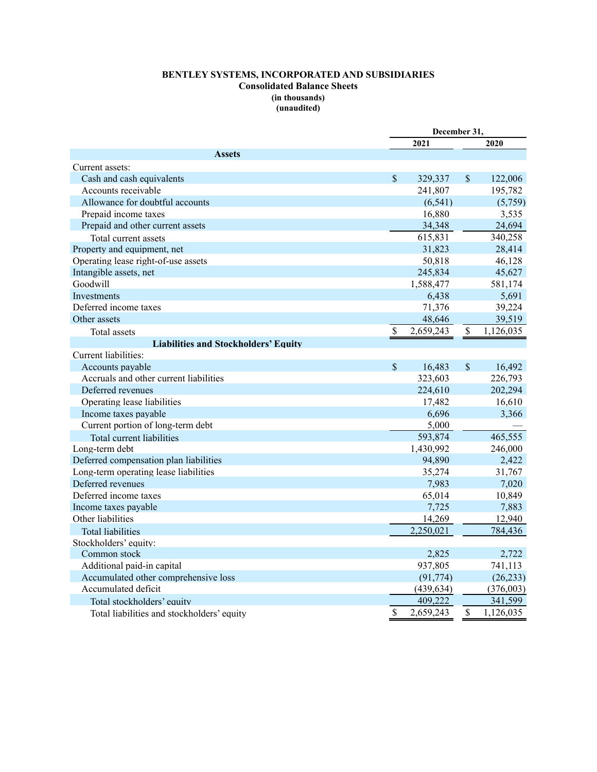**BENTLEY SYSTEMS, INCORPORATED AND SUBSIDIARIES**
**Consolidated Balance Sheets**
**(in thousands)**
**(unaudited)**

| | December 31, | |
|---|---|---|
| | 2021 | 2020 |
| **Assets** | | |
| Current assets: | | |
| Cash and cash equivalents | $ 329,337 | $ 122,006 |
| Accounts receivable | 241,807 | 195,782 |
| Allowance for doubtful accounts | (6,541) | (5,759) |
| Prepaid income taxes | 16,880 | 3,535 |
| Prepaid and other current assets | 34,348 | 24,694 |
| Total current assets | 615,831 | 340,258 |
| Property and equipment, net | 31,823 | 28,414 |
| Operating lease right-of-use assets | 50,818 | 46,128 |
| Intangible assets, net | 245,834 | 45,627 |
| Goodwill | 1,588,477 | 581,174 |
| Investments | 6,438 | 5,691 |
| Deferred income taxes | 71,376 | 39,224 |
| Other assets | 48,646 | 39,519 |
| Total assets | $ 2,659,243 | $ 1,126,035 |
| **Liabilities and Stockholders' Equity** | | |
| Current liabilities: | | |
| Accounts payable | $ 16,483 | $ 16,492 |
| Accruals and other current liabilities | 323,603 | 226,793 |
| Deferred revenues | 224,610 | 202,294 |
| Operating lease liabilities | 17,482 | 16,610 |
| Income taxes payable | 6,696 | 3,366 |
| Current portion of long-term debt | 5,000 | — |
| Total current liabilities | 593,874 | 465,555 |
| Long-term debt | 1,430,992 | 246,000 |
| Deferred compensation plan liabilities | 94,890 | 2,422 |
| Long-term operating lease liabilities | 35,274 | 31,767 |
| Deferred revenues | 7,983 | 7,020 |
| Deferred income taxes | 65,014 | 10,849 |
| Income taxes payable | 7,725 | 7,883 |
| Other liabilities | 14,269 | 12,940 |
| Total liabilities | 2,250,021 | 784,436 |
| Stockholders' equity: | | |
| Common stock | 2,825 | 2,722 |
| Additional paid-in capital | 937,805 | 741,113 |
| Accumulated other comprehensive loss | (91,774) | (26,233) |
| Accumulated deficit | (439,634) | (376,003) |
| Total stockholders' equity | 409,222 | 341,599 |
| Total liabilities and stockholders' equity | $ 2,659,243 | $ 1,126,035 |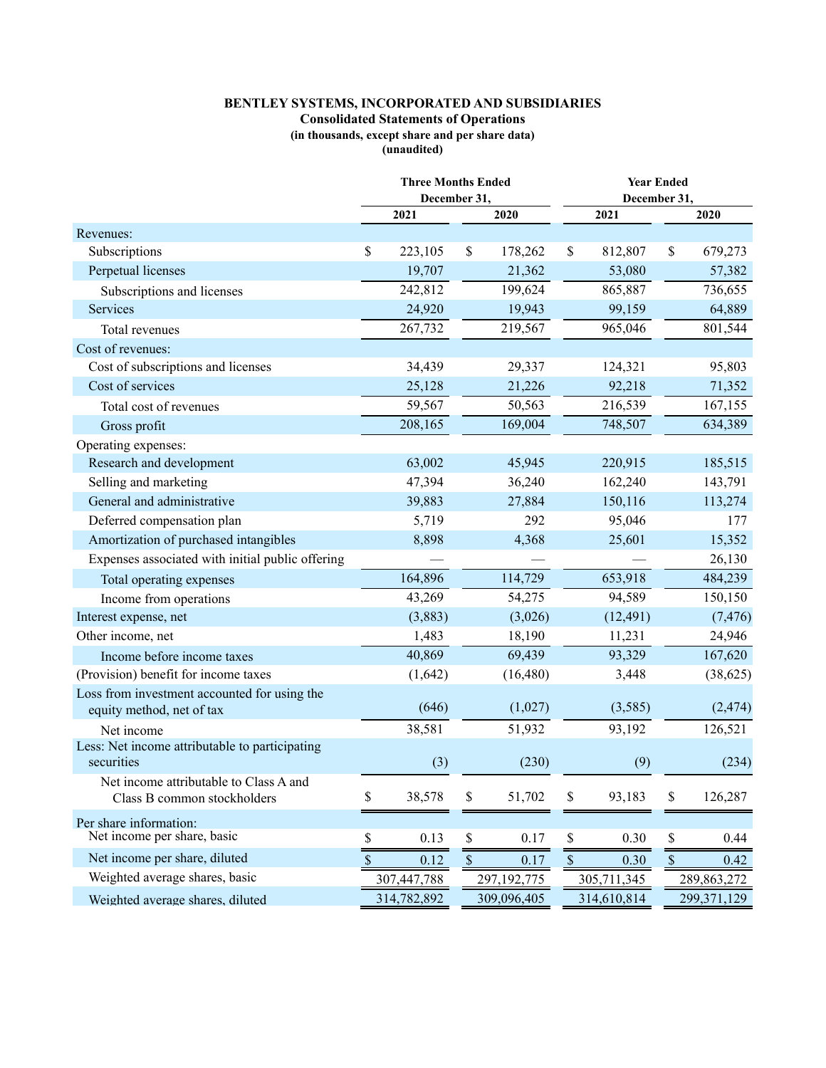**BENTLEY SYSTEMS, INCORPORATED AND SUBSIDIARIES**
**Consolidated Statements of Operations**
**(in thousands, except share and per share data)**
**(unaudited)**

| | Three Months Ended December 31, | | Year Ended December 31, | |
|---|---|---|---|---|
| | 2021 | 2020 | 2021 | 2020 |
| Revenues: | | | | |
| Subscriptions | $ 223,105 | $ 178,262 | $ 812,807 | $ 679,273 |
| Perpetual licenses | 19,707 | 21,362 | 53,080 | 57,382 |
| Subscriptions and licenses | 242,812 | 199,624 | 865,887 | 736,655 |
| Services | 24,920 | 19,943 | 99,159 | 64,889 |
| Total revenues | 267,732 | 219,567 | 965,046 | 801,544 |
| Cost of revenues: | | | | |
| Cost of subscriptions and licenses | 34,439 | 29,337 | 124,321 | 95,803 |
| Cost of services | 25,128 | 21,226 | 92,218 | 71,352 |
| Total cost of revenues | 59,567 | 50,563 | 216,539 | 167,155 |
| Gross profit | 208,165 | 169,004 | 748,507 | 634,389 |
| Operating expenses: | | | | |
| Research and development | 63,002 | 45,945 | 220,915 | 185,515 |
| Selling and marketing | 47,394 | 36,240 | 162,240 | 143,791 |
| General and administrative | 39,883 | 27,884 | 150,116 | 113,274 |
| Deferred compensation plan | 5,719 | 292 | 95,046 | 177 |
| Amortization of purchased intangibles | 8,898 | 4,368 | 25,601 | 15,352 |
| Expenses associated with initial public offering | — | — | — | 26,130 |
| Total operating expenses | 164,896 | 114,729 | 653,918 | 484,239 |
| Income from operations | 43,269 | 54,275 | 94,589 | 150,150 |
| Interest expense, net | (3,883) | (3,026) | (12,491) | (7,476) |
| Other income, net | 1,483 | 18,190 | 11,231 | 24,946 |
| Income before income taxes | 40,869 | 69,439 | 93,329 | 167,620 |
| (Provision) benefit for income taxes | (1,642) | (16,480) | 3,448 | (38,625) |
| Loss from investment accounted for using the equity method, net of tax | (646) | (1,027) | (3,585) | (2,474) |
| Net income | 38,581 | 51,932 | 93,192 | 126,521 |
| Less: Net income attributable to participating securities | (3) | (230) | (9) | (234) |
| Net income attributable to Class A and Class B common stockholders | $ 38,578 | $ 51,702 | $ 93,183 | $ 126,287 |
| Per share information: | | | | |
| Net income per share, basic | $ 0.13 | $ 0.17 | $ 0.30 | $ 0.44 |
| Net income per share, diluted | $ 0.12 | $ 0.17 | $ 0.30 | $ 0.42 |
| Weighted average shares, basic | 307,447,788 | 297,192,775 | 305,711,345 | 289,863,272 |
| Weighted average shares, diluted | 314,782,892 | 309,096,405 | 314,610,814 | 299,371,129 |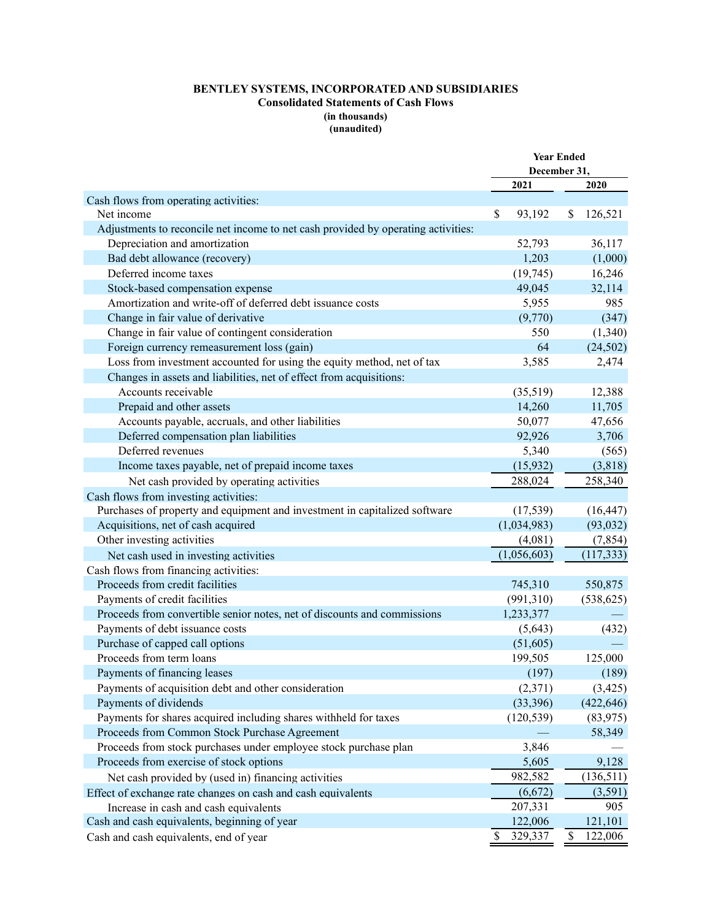**BENTLEY SYSTEMS, INCORPORATED AND SUBSIDIARIES**
**Consolidated Statements of Cash Flows**
**(in thousands)**
**(unaudited)**

| | Year Ended December 31, | |
|---|---|---|
| | **2021** | **2020** |
| Cash flows from operating activities: | | |
| Net income | $ 93,192 | $ 126,521 |
| Adjustments to reconcile net income to net cash provided by operating activities: | | |
| Depreciation and amortization | 52,793 | 36,117 |
| Bad debt allowance (recovery) | 1,203 | (1,000) |
| Deferred income taxes | (19,745) | 16,246 |
| Stock-based compensation expense | 49,045 | 32,114 |
| Amortization and write-off of deferred debt issuance costs | 5,955 | 985 |
| Change in fair value of derivative | (9,770) | (347) |
| Change in fair value of contingent consideration | 550 | (1,340) |
| Foreign currency remeasurement loss (gain) | 64 | (24,502) |
| Loss from investment accounted for using the equity method, net of tax | 3,585 | 2,474 |
| Changes in assets and liabilities, net of effect from acquisitions: | | |
| Accounts receivable | (35,519) | 12,388 |
| Prepaid and other assets | 14,260 | 11,705 |
| Accounts payable, accruals, and other liabilities | 50,077 | 47,656 |
| Deferred compensation plan liabilities | 92,926 | 3,706 |
| Deferred revenues | 5,340 | (565) |
| Income taxes payable, net of prepaid income taxes | (15,932) | (3,818) |
| Net cash provided by operating activities | 288,024 | 258,340 |
| Cash flows from investing activities: | | |
| Purchases of property and equipment and investment in capitalized software | (17,539) | (16,447) |
| Acquisitions, net of cash acquired | (1,034,983) | (93,032) |
| Other investing activities | (4,081) | (7,854) |
| Net cash used in investing activities | (1,056,603) | (117,333) |
| Cash flows from financing activities: | | |
| Proceeds from credit facilities | 745,310 | 550,875 |
| Payments of credit facilities | (991,310) | (538,625) |
| Proceeds from convertible senior notes, net of discounts and commissions | 1,233,377 | — |
| Payments of debt issuance costs | (5,643) | (432) |
| Purchase of capped call options | (51,605) | — |
| Proceeds from term loans | 199,505 | 125,000 |
| Payments of financing leases | (197) | (189) |
| Payments of acquisition debt and other consideration | (2,371) | (3,425) |
| Payments of dividends | (33,396) | (422,646) |
| Payments for shares acquired including shares withheld for taxes | (120,539) | (83,975) |
| Proceeds from Common Stock Purchase Agreement | — | 58,349 |
| Proceeds from stock purchases under employee stock purchase plan | 3,846 | — |
| Proceeds from exercise of stock options | 5,605 | 9,128 |
| Net cash provided by (used in) financing activities | 982,582 | (136,511) |
| Effect of exchange rate changes on cash and cash equivalents | (6,672) | (3,591) |
| Increase in cash and cash equivalents | 207,331 | 905 |
| Cash and cash equivalents, beginning of year | 122,006 | 121,101 |
| Cash and cash equivalents, end of year | $ 329,337 | $ 122,006 |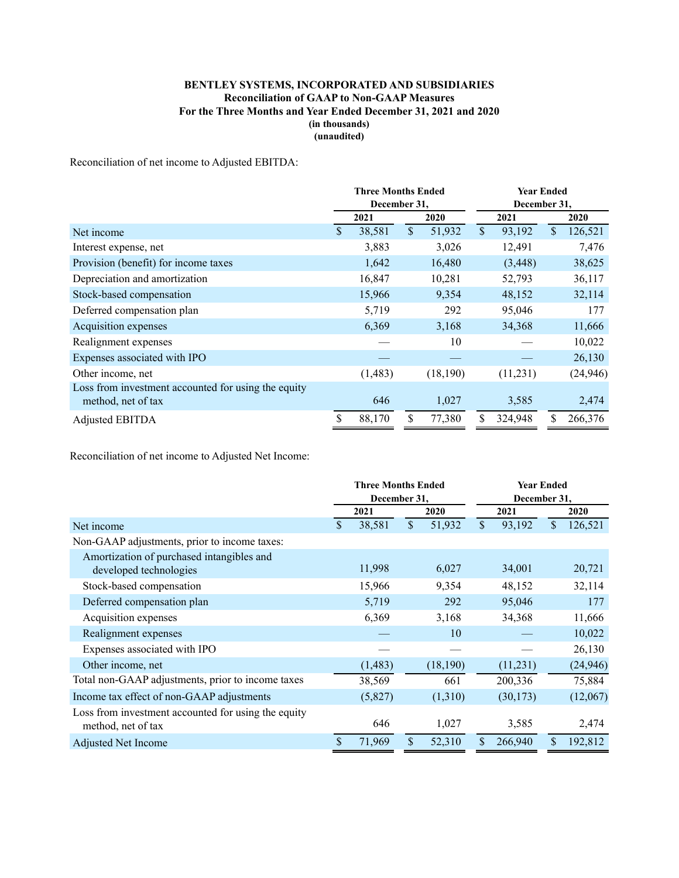**BENTLEY SYSTEMS, INCORPORATED AND SUBSIDIARIES**
**Reconciliation of GAAP to Non-GAAP Measures**
**For the Three Months and Year Ended December 31, 2021 and 2020**
**(in thousands)**
**(unaudited)**

Reconciliation of net income to Adjusted EBITDA:

| | Three Months Ended December 31, | | Year Ended December 31, | |
|---|---|---|---|---|
| | 2021 | 2020 | 2021 | 2020 |
| Net income | $ 38,581 | $ 51,932 | $ 93,192 | $ 126,521 |
| Interest expense, net | 3,883 | 3,026 | 12,491 | 7,476 |
| Provision (benefit) for income taxes | 1,642 | 16,480 | (3,448) | 38,625 |
| Depreciation and amortization | 16,847 | 10,281 | 52,793 | 36,117 |
| Stock-based compensation | 15,966 | 9,354 | 48,152 | 32,114 |
| Deferred compensation plan | 5,719 | 292 | 95,046 | 177 |
| Acquisition expenses | 6,369 | 3,168 | 34,368 | 11,666 |
| Realignment expenses | — | 10 | — | 10,022 |
| Expenses associated with IPO | — | — | — | 26,130 |
| Other income, net | (1,483) | (18,190) | (11,231) | (24,946) |
| Loss from investment accounted for using the equity method, net of tax | 646 | 1,027 | 3,585 | 2,474 |
| Adjusted EBITDA | $ 88,170 | $ 77,380 | $ 324,948 | $ 266,376 |

Reconciliation of net income to Adjusted Net Income:

| | Three Months Ended December 31, | | Year Ended December 31, | |
|---|---|---|---|---|
| | 2021 | 2020 | 2021 | 2020 |
| Net income | $ 38,581 | $ 51,932 | $ 93,192 | $ 126,521 |
| Non-GAAP adjustments, prior to income taxes: | | | | |
| Amortization of purchased intangibles and developed technologies | 11,998 | 6,027 | 34,001 | 20,721 |
| Stock-based compensation | 15,966 | 9,354 | 48,152 | 32,114 |
| Deferred compensation plan | 5,719 | 292 | 95,046 | 177 |
| Acquisition expenses | 6,369 | 3,168 | 34,368 | 11,666 |
| Realignment expenses | — | 10 | — | 10,022 |
| Expenses associated with IPO | — | — | — | 26,130 |
| Other income, net | (1,483) | (18,190) | (11,231) | (24,946) |
| Total non-GAAP adjustments, prior to income taxes | 38,569 | 661 | 200,336 | 75,884 |
| Income tax effect of non-GAAP adjustments | (5,827) | (1,310) | (30,173) | (12,067) |
| Loss from investment accounted for using the equity method, net of tax | 646 | 1,027 | 3,585 | 2,474 |
| Adjusted Net Income | $ 71,969 | $ 52,310 | $ 266,940 | $ 192,812 |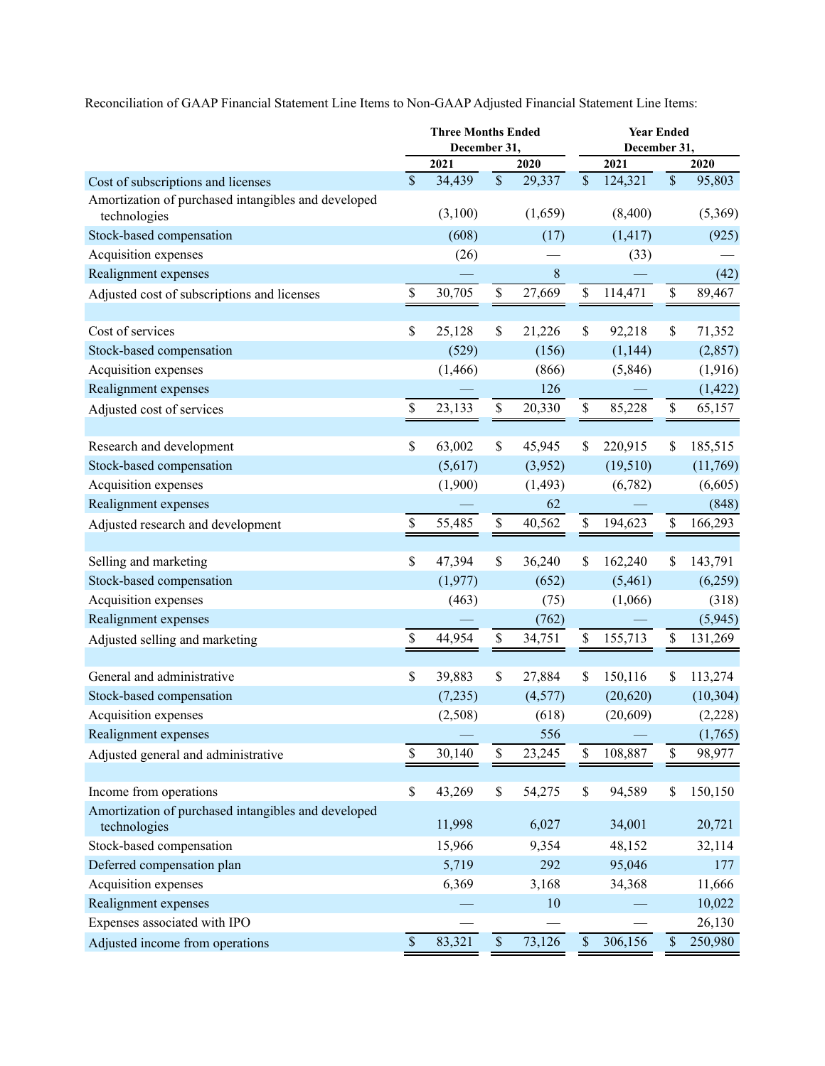Reconciliation of GAAP Financial Statement Line Items to Non-GAAP Adjusted Financial Statement Line Items:

| | Three Months Ended December 31, | | Year Ended December 31, | |
|---|---|---|---|---|
| | 2021 | 2020 | 2021 | 2020 |
| Cost of subscriptions and licenses | $ 34,439 | $ 29,337 | $ 124,321 | $ 95,803 |
| Amortization of purchased intangibles and developed technologies | (3,100) | (1,659) | (8,400) | (5,369) |
| Stock-based compensation | (608) | (17) | (1,417) | (925) |
| Acquisition expenses | (26) | — | (33) | — |
| Realignment expenses | — | 8 | — | (42) |
| Adjusted cost of subscriptions and licenses | $ 30,705 | $ 27,669 | $ 114,471 | $ 89,467 |
| | | | | |
| Cost of services | $ 25,128 | $ 21,226 | $ 92,218 | $ 71,352 |
| Stock-based compensation | (529) | (156) | (1,144) | (2,857) |
| Acquisition expenses | (1,466) | (866) | (5,846) | (1,916) |
| Realignment expenses | — | 126 | — | (1,422) |
| Adjusted cost of services | $ 23,133 | $ 20,330 | $ 85,228 | $ 65,157 |
| | | | | |
| Research and development | $ 63,002 | $ 45,945 | $ 220,915 | $ 185,515 |
| Stock-based compensation | (5,617) | (3,952) | (19,510) | (11,769) |
| Acquisition expenses | (1,900) | (1,493) | (6,782) | (6,605) |
| Realignment expenses | — | 62 | — | (848) |
| Adjusted research and development | $ 55,485 | $ 40,562 | $ 194,623 | $ 166,293 |
| | | | | |
| Selling and marketing | $ 47,394 | $ 36,240 | $ 162,240 | $ 143,791 |
| Stock-based compensation | (1,977) | (652) | (5,461) | (6,259) |
| Acquisition expenses | (463) | (75) | (1,066) | (318) |
| Realignment expenses | — | (762) | — | (5,945) |
| Adjusted selling and marketing | $ 44,954 | $ 34,751 | $ 155,713 | $ 131,269 |
| | | | | |
| General and administrative | $ 39,883 | $ 27,884 | $ 150,116 | $ 113,274 |
| Stock-based compensation | (7,235) | (4,577) | (20,620) | (10,304) |
| Acquisition expenses | (2,508) | (618) | (20,609) | (2,228) |
| Realignment expenses | — | 556 | — | (1,765) |
| Adjusted general and administrative | $ 30,140 | $ 23,245 | $ 108,887 | $ 98,977 |
| | | | | |
| Income from operations | $ 43,269 | $ 54,275 | $ 94,589 | $ 150,150 |
| Amortization of purchased intangibles and developed technologies | 11,998 | 6,027 | 34,001 | 20,721 |
| Stock-based compensation | 15,966 | 9,354 | 48,152 | 32,114 |
| Deferred compensation plan | 5,719 | 292 | 95,046 | 177 |
| Acquisition expenses | 6,369 | 3,168 | 34,368 | 11,666 |
| Realignment expenses | — | 10 | — | 10,022 |
| Expenses associated with IPO | — | — | — | 26,130 |
| Adjusted income from operations | $ 83,321 | $ 73,126 | $ 306,156 | $ 250,980 |